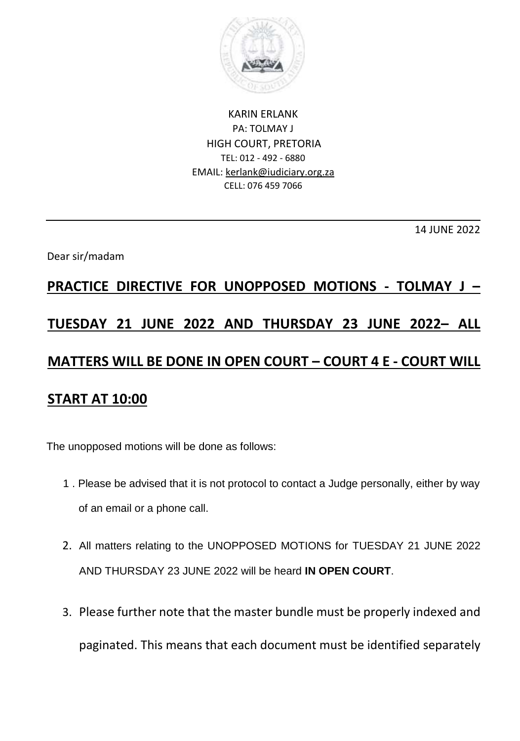KARIN ERLANK
PA: TOLMAY J
HIGH COURT, PRETORIA
TEL: 012 - 492 - 6880
EMAIL: kerlank@iudiciary.org.za
CELL: 076 459 7066

14 JUNE 2022

Dear sir/madam

## PRACTICE DIRECTIVE FOR UNOPPOSED MOTIONS - TOLMAY J – TUESDAY 21 JUNE 2022 AND THURSDAY 23 JUNE 2022– ALL MATTERS WILL BE DONE IN OPEN COURT – COURT 4 E - COURT WILL START AT 10:00

The unopposed motions will be done as follows:

1. Please be advised that it is not protocol to contact a Judge personally, either by way of an email or a phone call.
2. All matters relating to the UNOPPOSED MOTIONS for TUESDAY 21 JUNE 2022 AND THURSDAY 23 JUNE 2022 will be heard **IN OPEN COURT**.
3. Please further note that the master bundle must be properly indexed and paginated. This means that each document must be identified separately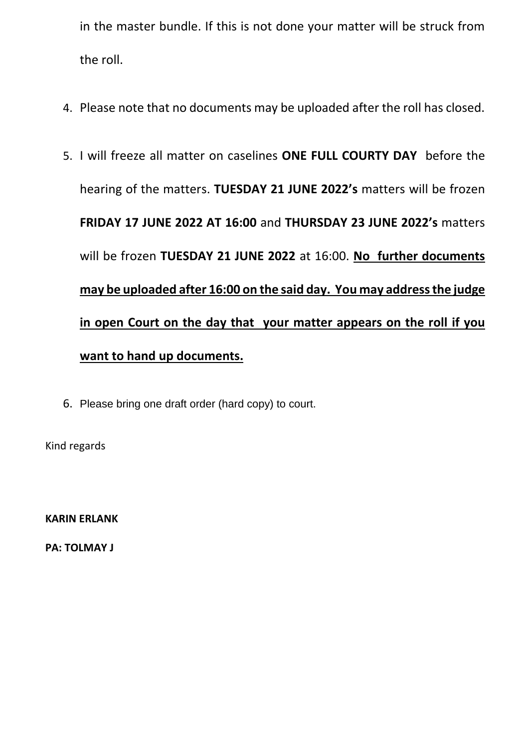in the master bundle. If this is not done your matter will be struck from the roll.

4. Please note that no documents may be uploaded after the roll has closed.

5. I will freeze all matter on caselines **ONE FULL COURTY DAY** before the hearing of the matters. **TUESDAY 21 JUNE 2022's** matters will be frozen **FRIDAY 17 JUNE 2022 AT 16:00** and **THURSDAY 23 JUNE 2022's** matters will be frozen **TUESDAY 21 JUNE 2022** at 16:00. **No further documents may be uploaded after 16:00 on the said day. You may address the judge in open Court on the day that your matter appears on the roll if you want to hand up documents.**

6. Please bring one draft order (hard copy) to court.

Kind regards

**KARIN ERLANK**

**PA: TOLMAY J**